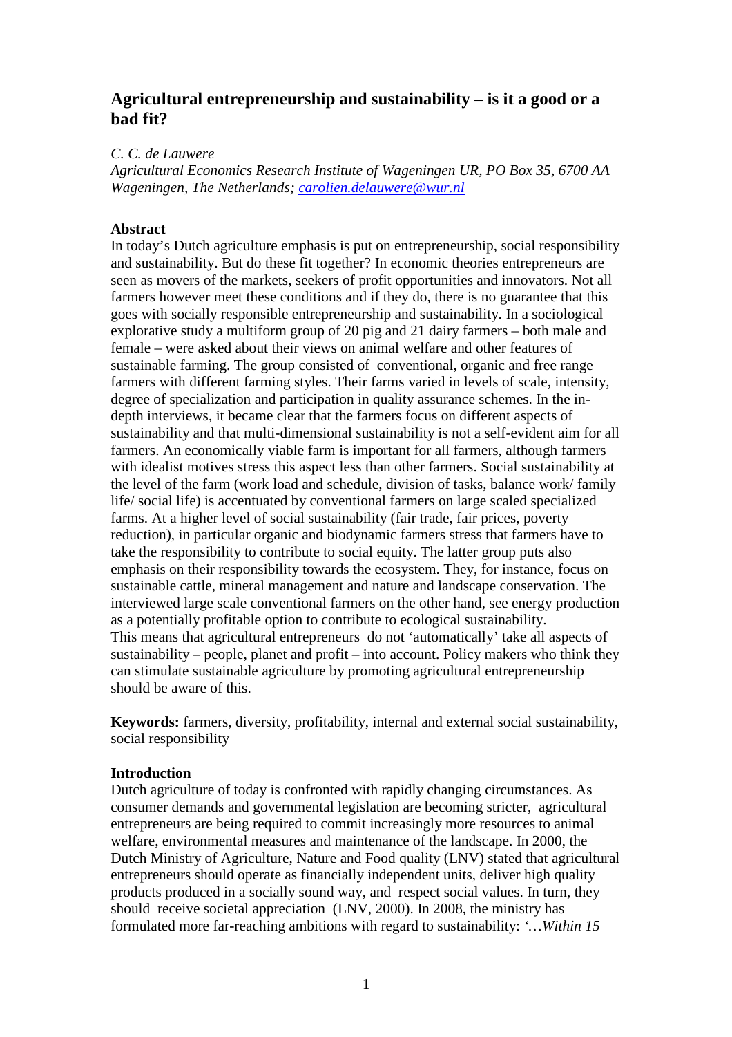# Agricultural entrepreneurship and sustainability – is it a good or a bad fit?

*C. C. de Lauwere*

*Agricultural Economics Research Institute of Wageningen UR, PO Box 35, 6700 AA Wageningen, The Netherlands; [carolien.delauwere@wur.nl](mailto:carolien.delauwere@wur.nl)*

## Abstract

In today's Dutch agriculture emphasis is put on entrepreneurship, social responsibility and sustainability. But do these fit together? In economic theories entrepreneurs are seen as movers of the markets, seekers of profit opportunities and innovators. Not all farmers however meet these conditions and if they do, there is no guarantee that this goes with socially responsible entrepreneurship and sustainability. In a sociological explorative study a multiform group of 20 pig and 21 dairy farmers – both male and female – were asked about their views on animal welfare and other features of sustainable farming. The group consisted of conventional, organic and free range farmers with different farming styles. Their farms varied in levels of scale, intensity, degree of specialization and participation in quality assurance schemes. In the in-depth interviews, it became clear that the farmers focus on different aspects of sustainability and that multi-dimensional sustainability is not a self-evident aim for all farmers. An economically viable farm is important for all farmers, although farmers with idealist motives stress this aspect less than other farmers. Social sustainability at the level of the farm (work load and schedule, division of tasks, balance work/ family life/ social life) is accentuated by conventional farmers on large scaled specialized farms. At a higher level of social sustainability (fair trade, fair prices, poverty reduction), in particular organic and biodynamic farmers stress that farmers have to take the responsibility to contribute to social equity. The latter group puts also emphasis on their responsibility towards the ecosystem. They, for instance, focus on sustainable cattle, mineral management and nature and landscape conservation. The interviewed large scale conventional farmers on the other hand, see energy production as a potentially profitable option to contribute to ecological sustainability.

This means that agricultural entrepreneurs do not 'automatically' take all aspects of sustainability – people, planet and profit – into account. Policy makers who think they can stimulate sustainable agriculture by promoting agricultural entrepreneurship should be aware of this.

**Keywords:** farmers, diversity, profitability, internal and external social sustainability, social responsibility

## Introduction

Dutch agriculture of today is confronted with rapidly changing circumstances. As consumer demands and governmental legislation are becoming stricter, agricultural entrepreneurs are being required to commit increasingly more resources to animal welfare, environmental measures and maintenance of the landscape. In 2000, the Dutch Ministry of Agriculture, Nature and Food quality (LNV) stated that agricultural entrepreneurs should operate as financially independent units, deliver high quality products produced in a socially sound way, and respect social values. In turn, they should receive societal appreciation (LNV, 2000). In 2008, the ministry has formulated more far-reaching ambitions with regard to sustainability: *'…Within 15*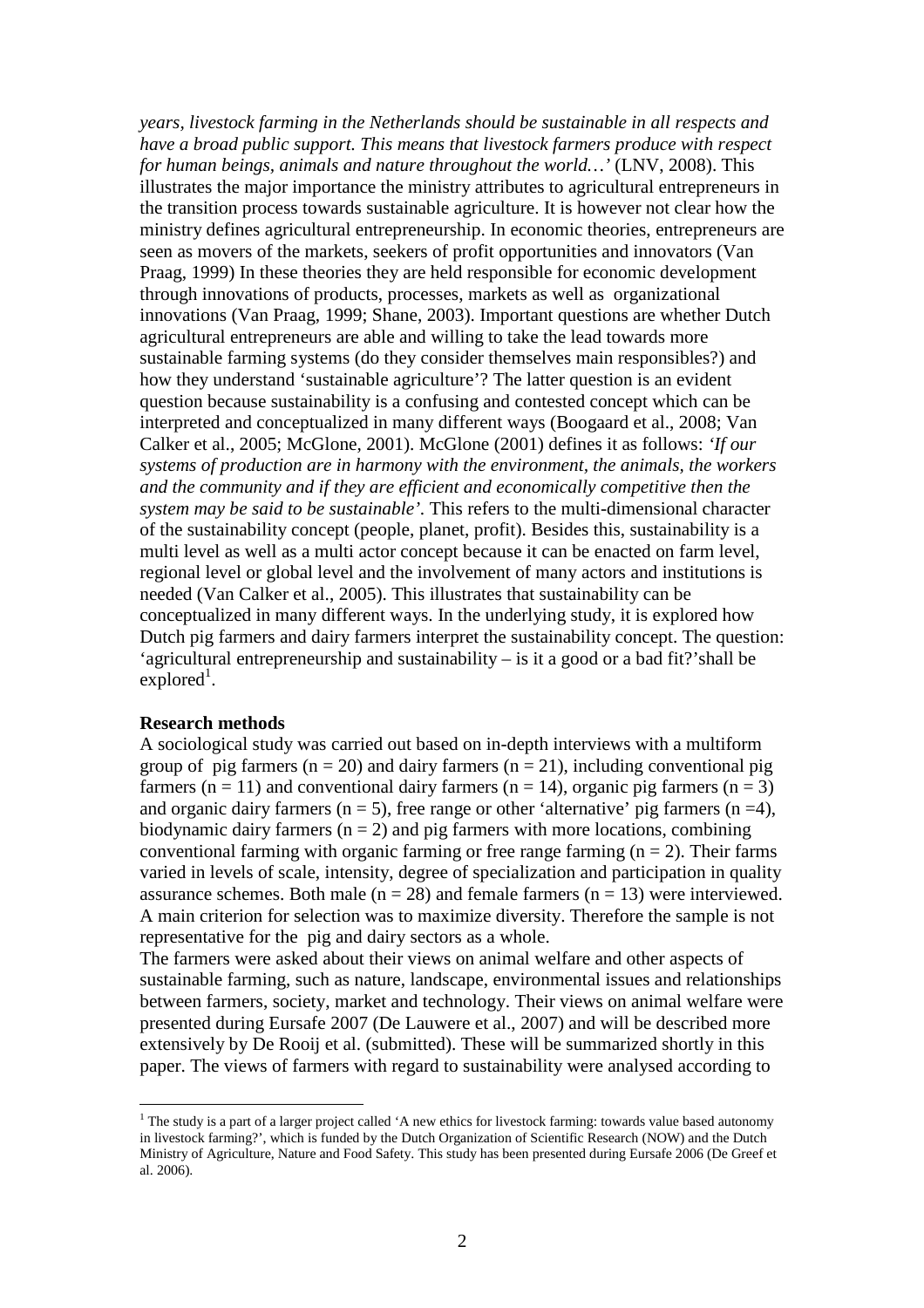*years, livestock farming in the Netherlands should be sustainable in all respects and have a broad public support. This means that livestock farmers produce with respect for human beings, animals and nature throughout the world…'* (LNV, 2008). This illustrates the major importance the ministry attributes to agricultural entrepreneurs in the transition process towards sustainable agriculture. It is however not clear how the ministry defines agricultural entrepreneurship. In economic theories, entrepreneurs are seen as movers of the markets, seekers of profit opportunities and innovators (Van Praag, 1999) In these theories they are held responsible for economic development through innovations of products, processes, markets as well as organizational innovations (Van Praag, 1999; Shane, 2003). Important questions are whether Dutch agricultural entrepreneurs are able and willing to take the lead towards more sustainable farming systems (do they consider themselves main responsibles?) and how they understand 'sustainable agriculture'? The latter question is an evident question because sustainability is a confusing and contested concept which can be interpreted and conceptualized in many different ways (Boogaard et al., 2008; Van Calker et al., 2005; McGlone, 2001). McGlone (2001) defines it as follows: *'If our systems of production are in harmony with the environment, the animals, the workers and the community and if they are efficient and economically competitive then the system may be said to be sustainable'.* This refers to the multi-dimensional character of the sustainability concept (people, planet, profit). Besides this, sustainability is a multi level as well as a multi actor concept because it can be enacted on farm level, regional level or global level and the involvement of many actors and institutions is needed (Van Calker et al., 2005). This illustrates that sustainability can be conceptualized in many different ways. In the underlying study, it is explored how Dutch pig farmers and dairy farmers interpret the sustainability concept. The question: 'agricultural entrepreneurship and sustainability – is it a good or a bad fit?'shall be explored[1].

**Research methods**

A sociological study was carried out based on in-depth interviews with a multiform group of pig farmers ($n = 20$) and dairy farmers ($n = 21$), including conventional pig farmers ($n = 11$) and conventional dairy farmers ($n = 14$), organic pig farmers ($n = 3$) and organic dairy farmers ($n = 5$), free range or other 'alternative' pig farmers ($n = 4$), biodynamic dairy farmers ($n = 2$) and pig farmers with more locations, combining conventional farming with organic farming or free range farming ($n = 2$). Their farms varied in levels of scale, intensity, degree of specialization and participation in quality assurance schemes. Both male ($n = 28$) and female farmers ($n = 13$) were interviewed. A main criterion for selection was to maximize diversity. Therefore the sample is not representative for the pig and dairy sectors as a whole.

The farmers were asked about their views on animal welfare and other aspects of sustainable farming, such as nature, landscape, environmental issues and relationships between farmers, society, market and technology. Their views on animal welfare were presented during Eursafe 2007 (De Lauwere et al., 2007) and will be described more extensively by De Rooij et al. (submitted). These will be summarized shortly in this paper. The views of farmers with regard to sustainability were analysed according to

[1] The study is a part of a larger project called 'A new ethics for livestock farming: towards value based autonomy in livestock farming?', which is funded by the Dutch Organization of Scientific Research (NOW) and the Dutch Ministry of Agriculture, Nature and Food Safety. This study has been presented during Eursafe 2006 (De Greef et al. 2006).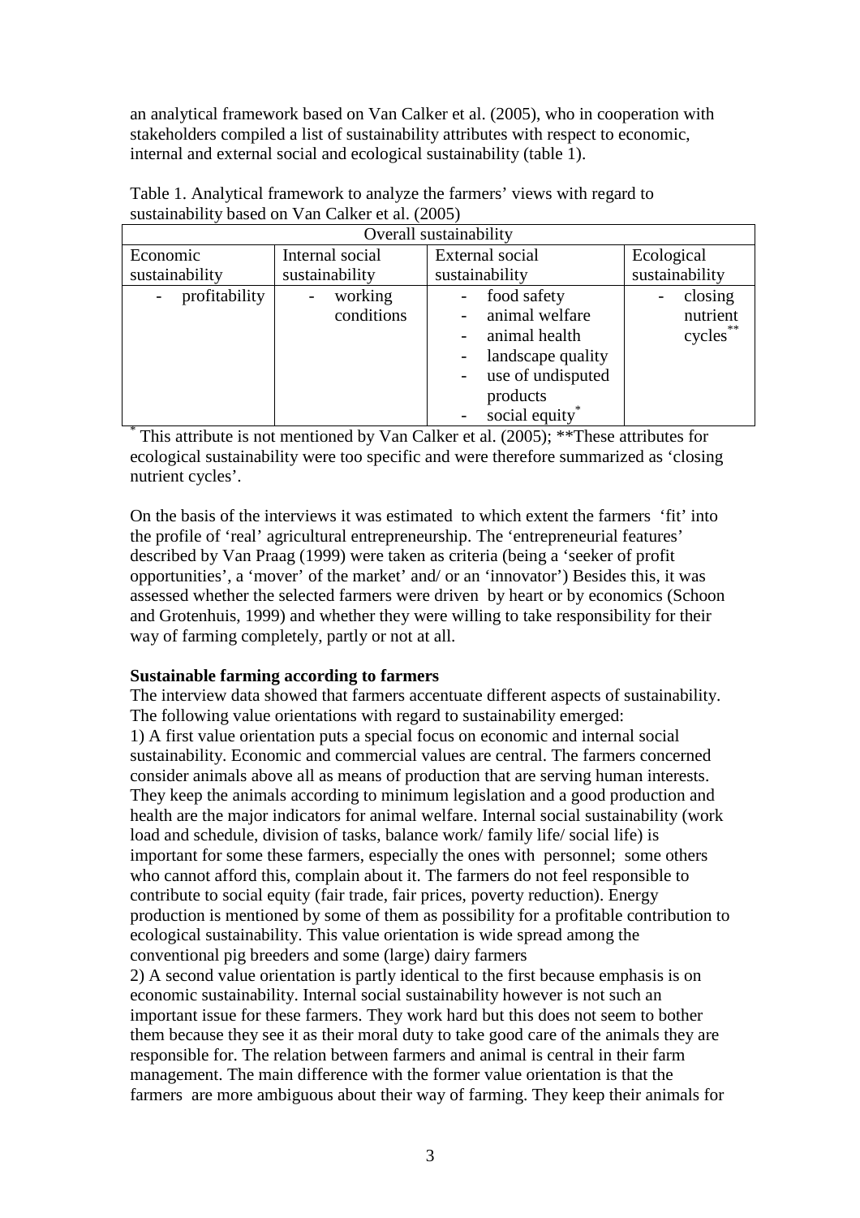an analytical framework based on Van Calker et al. (2005), who in cooperation with stakeholders compiled a list of sustainability attributes with respect to economic, internal and external social and ecological sustainability (table 1).

Table 1. Analytical framework to analyze the farmers' views with regard to sustainability based on Van Calker et al. (2005)

| Overall sustainability | | | |
|---|---|---|---|
| Economic sustainability | Internal social sustainability | External social sustainability | Ecological sustainability |
| - profitability | - working conditions | - food safety<br>- animal welfare<br>- animal health<br>- landscape quality<br>- use of undisputed products<br>- social equity* | - closing nutrient cycles** |

* This attribute is not mentioned by Van Calker et al. (2005); **These attributes for ecological sustainability were too specific and were therefore summarized as 'closing nutrient cycles'.

On the basis of the interviews it was estimated to which extent the farmers 'fit' into the profile of 'real' agricultural entrepreneurship. The 'entrepreneurial features' described by Van Praag (1999) were taken as criteria (being a 'seeker of profit opportunities', a 'mover' of the market' and/ or an 'innovator') Besides this, it was assessed whether the selected farmers were driven by heart or by economics (Schoon and Grotenhuis, 1999) and whether they were willing to take responsibility for their way of farming completely, partly or not at all.

**Sustainable farming according to farmers**

The interview data showed that farmers accentuate different aspects of sustainability. The following value orientations with regard to sustainability emerged:

1) A first value orientation puts a special focus on economic and internal social sustainability. Economic and commercial values are central. The farmers concerned consider animals above all as means of production that are serving human interests. They keep the animals according to minimum legislation and a good production and health are the major indicators for animal welfare. Internal social sustainability (work load and schedule, division of tasks, balance work/ family life/ social life) is important for some these farmers, especially the ones with personnel; some others who cannot afford this, complain about it. The farmers do not feel responsible to contribute to social equity (fair trade, fair prices, poverty reduction). Energy production is mentioned by some of them as possibility for a profitable contribution to ecological sustainability. This value orientation is wide spread among the conventional pig breeders and some (large) dairy farmers

2) A second value orientation is partly identical to the first because emphasis is on economic sustainability. Internal social sustainability however is not such an important issue for these farmers. They work hard but this does not seem to bother them because they see it as their moral duty to take good care of the animals they are responsible for. The relation between farmers and animal is central in their farm management. The main difference with the former value orientation is that the farmers are more ambiguous about their way of farming. They keep their animals for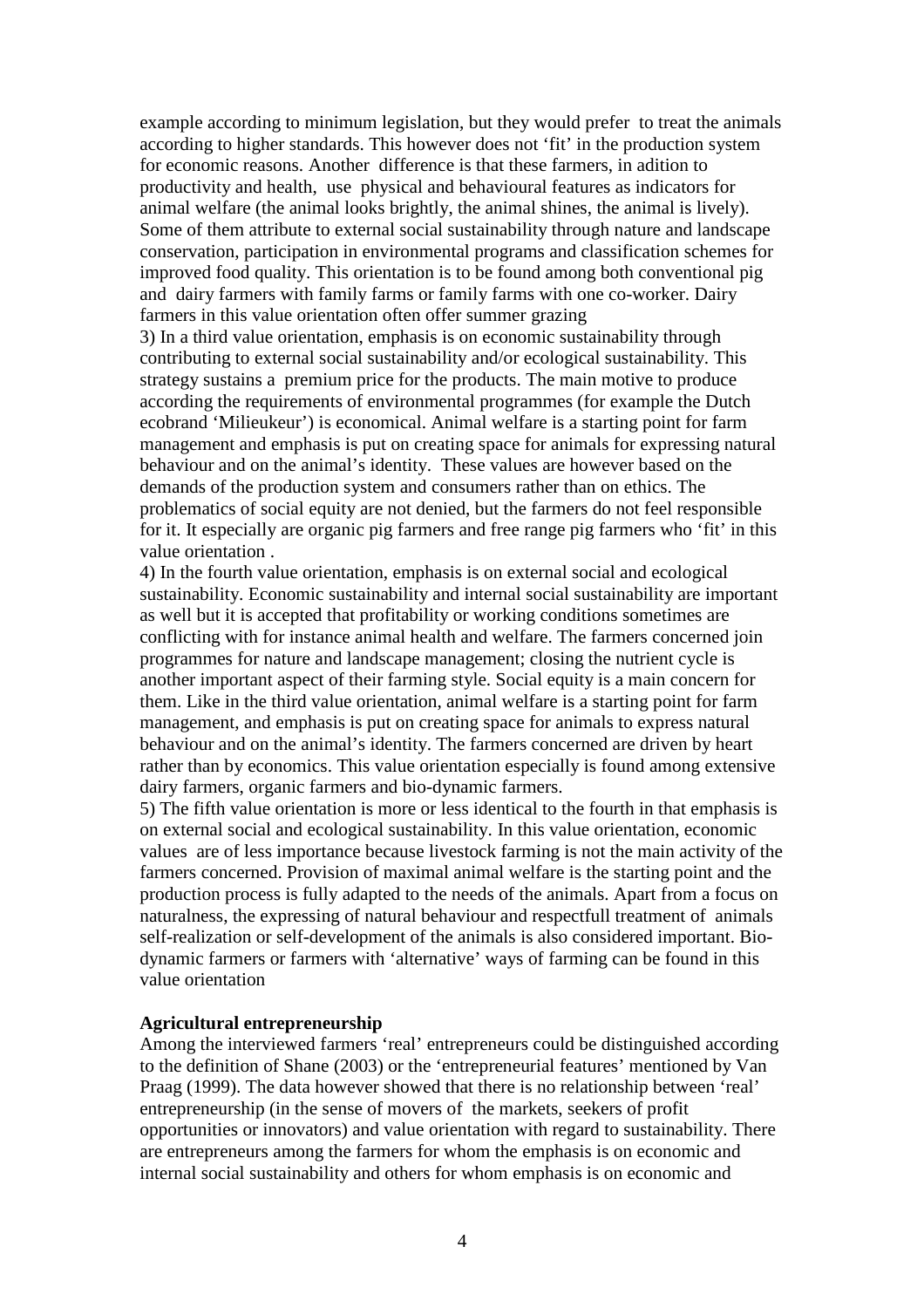example according to minimum legislation, but they would prefer to treat the animals according to higher standards. This however does not 'fit' in the production system for economic reasons. Another difference is that these farmers, in adition to productivity and health, use physical and behavioural features as indicators for animal welfare (the animal looks brightly, the animal shines, the animal is lively). Some of them attribute to external social sustainability through nature and landscape conservation, participation in environmental programs and classification schemes for improved food quality. This orientation is to be found among both conventional pig and dairy farmers with family farms or family farms with one co-worker. Dairy farmers in this value orientation often offer summer grazing

3) In a third value orientation, emphasis is on economic sustainability through contributing to external social sustainability and/or ecological sustainability. This strategy sustains a premium price for the products. The main motive to produce according the requirements of environmental programmes (for example the Dutch ecobrand 'Milieukeur') is economical. Animal welfare is a starting point for farm management and emphasis is put on creating space for animals for expressing natural behaviour and on the animal's identity. These values are however based on the demands of the production system and consumers rather than on ethics. The problematics of social equity are not denied, but the farmers do not feel responsible for it. It especially are organic pig farmers and free range pig farmers who 'fit' in this value orientation .

4) In the fourth value orientation, emphasis is on external social and ecological sustainability. Economic sustainability and internal social sustainability are important as well but it is accepted that profitability or working conditions sometimes are conflicting with for instance animal health and welfare. The farmers concerned join programmes for nature and landscape management; closing the nutrient cycle is another important aspect of their farming style. Social equity is a main concern for them. Like in the third value orientation, animal welfare is a starting point for farm management, and emphasis is put on creating space for animals to express natural behaviour and on the animal's identity. The farmers concerned are driven by heart rather than by economics. This value orientation especially is found among extensive dairy farmers, organic farmers and bio-dynamic farmers.

5) The fifth value orientation is more or less identical to the fourth in that emphasis is on external social and ecological sustainability. In this value orientation, economic values are of less importance because livestock farming is not the main activity of the farmers concerned. Provision of maximal animal welfare is the starting point and the production process is fully adapted to the needs of the animals. Apart from a focus on naturalness, the expressing of natural behaviour and respectfull treatment of animals self-realization or self-development of the animals is also considered important. Bio-dynamic farmers or farmers with 'alternative' ways of farming can be found in this value orientation

**Agricultural entrepreneurship**

Among the interviewed farmers 'real' entrepreneurs could be distinguished according to the definition of Shane (2003) or the 'entrepreneurial features' mentioned by Van Praag (1999). The data however showed that there is no relationship between 'real' entrepreneurship (in the sense of movers of the markets, seekers of profit opportunities or innovators) and value orientation with regard to sustainability. There are entrepreneurs among the farmers for whom the emphasis is on economic and internal social sustainability and others for whom emphasis is on economic and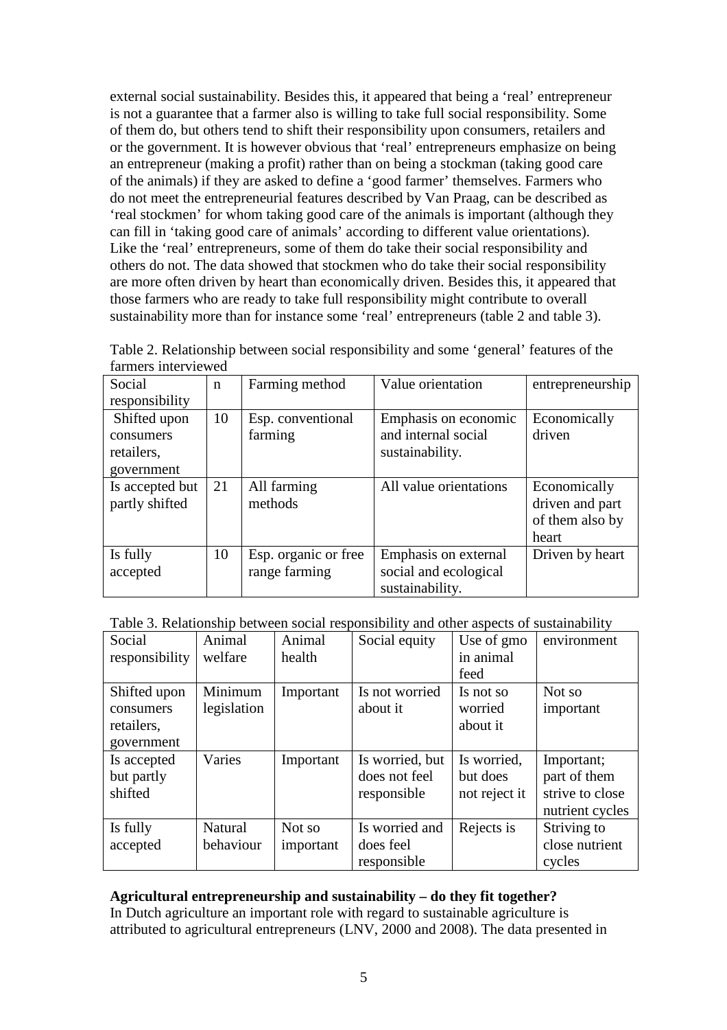external social sustainability. Besides this, it appeared that being a 'real' entrepreneur is not a guarantee that a farmer also is willing to take full social responsibility. Some of them do, but others tend to shift their responsibility upon consumers, retailers and or the government. It is however obvious that 'real' entrepreneurs emphasize on being an entrepreneur (making a profit) rather than on being a stockman (taking good care of the animals) if they are asked to define a 'good farmer' themselves. Farmers who do not meet the entrepreneurial features described by Van Praag, can be described as 'real stockmen' for whom taking good care of the animals is important (although they can fill in 'taking good care of animals' according to different value orientations). Like the 'real' entrepreneurs, some of them do take their social responsibility and others do not. The data showed that stockmen who do take their social responsibility are more often driven by heart than economically driven. Besides this, it appeared that those farmers who are ready to take full responsibility might contribute to overall sustainability more than for instance some 'real' entrepreneurs (table 2 and table 3).

Table 2. Relationship between social responsibility and some 'general' features of the farmers interviewed

| Social responsibility | n | Farming method | Value orientation | entrepreneurship |
|---|---|---|---|---|
| Shifted upon consumers retailers, government | 10 | Esp. conventional farming | Emphasis on economic and internal social sustainability. | Economically driven |
| Is accepted but partly shifted | 21 | All farming methods | All value orientations | Economically driven and part of them also by heart |
| Is fully accepted | 10 | Esp. organic or free range farming | Emphasis on external social and ecological sustainability. | Driven by heart |

Table 3. Relationship between social responsibility and other aspects of sustainability

| Social responsibility | Animal welfare | Animal health | Social equity | Use of gmo in animal feed | environment |
|---|---|---|---|---|---|
| Shifted upon consumers retailers, government | Minimum legislation | Important | Is not worried about it | Is not so worried about it | Not so important |
| Is accepted but partly shifted | Varies | Important | Is worried, but does not feel responsible | Is worried, but does not reject it | Important; part of them strive to close nutrient cycles |
| Is fully accepted | Natural behaviour | Not so important | Is worried and does feel responsible | Rejects is | Striving to close nutrient cycles |

**Agricultural entrepreneurship and sustainability – do they fit together?**

In Dutch agriculture an important role with regard to sustainable agriculture is attributed to agricultural entrepreneurs (LNV, 2000 and 2008). The data presented in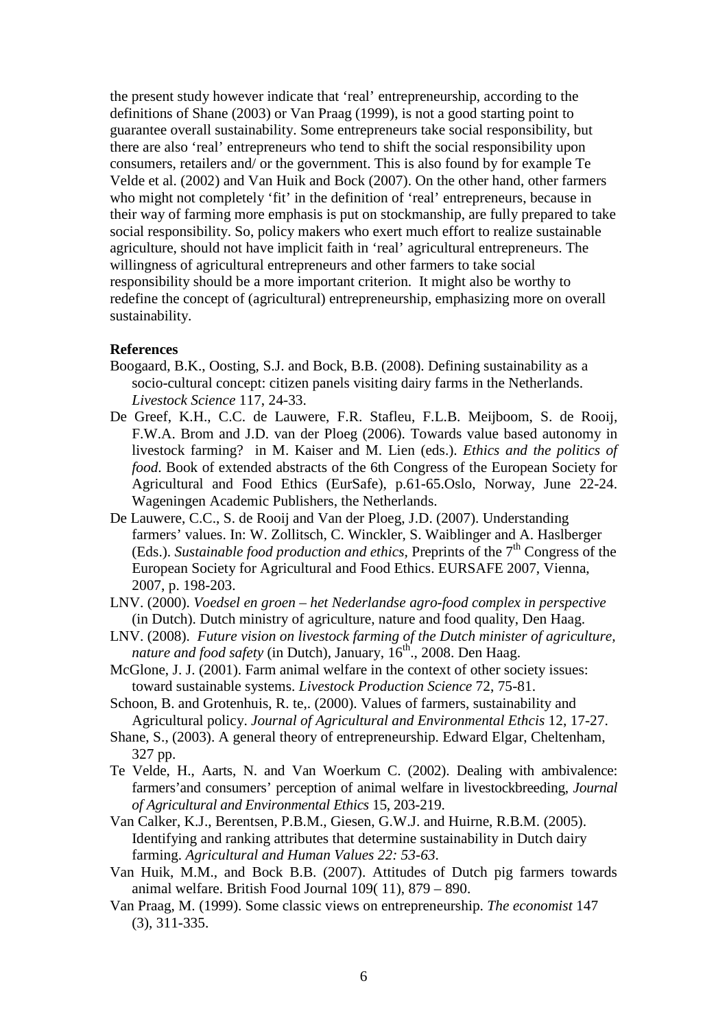the present study however indicate that 'real' entrepreneurship, according to the definitions of Shane (2003) or Van Praag (1999), is not a good starting point to guarantee overall sustainability. Some entrepreneurs take social responsibility, but there are also 'real' entrepreneurs who tend to shift the social responsibility upon consumers, retailers and/ or the government. This is also found by for example Te Velde et al. (2002) and Van Huik and Bock (2007). On the other hand, other farmers who might not completely 'fit' in the definition of 'real' entrepreneurs, because in their way of farming more emphasis is put on stockmanship, are fully prepared to take social responsibility. So, policy makers who exert much effort to realize sustainable agriculture, should not have implicit faith in 'real' agricultural entrepreneurs. The willingness of agricultural entrepreneurs and other farmers to take social responsibility should be a more important criterion. It might also be worthy to redefine the concept of (agricultural) entrepreneurship, emphasizing more on overall sustainability.

**References**

Boogaard, B.K., Oosting, S.J. and Bock, B.B. (2008). Defining sustainability as a socio-cultural concept: citizen panels visiting dairy farms in the Netherlands. *Livestock Science* 117, 24-33.

De Greef, K.H., C.C. de Lauwere, F.R. Stafleu, F.L.B. Meijboom, S. de Rooij, F.W.A. Brom and J.D. van der Ploeg (2006). Towards value based autonomy in livestock farming? in M. Kaiser and M. Lien (eds.). *Ethics and the politics of food*. Book of extended abstracts of the 6th Congress of the European Society for Agricultural and Food Ethics (EurSafe), p.61-65.Oslo, Norway, June 22-24. Wageningen Academic Publishers, the Netherlands.

De Lauwere, C.C., S. de Rooij and Van der Ploeg, J.D. (2007). Understanding farmers' values. In: W. Zollitsch, C. Winckler, S. Waiblinger and A. Haslberger (Eds.). *Sustainable food production and ethics*, Preprints of the 7th Congress of the European Society for Agricultural and Food Ethics. EURSAFE 2007, Vienna, 2007, p. 198-203.

LNV. (2000). *Voedsel en groen – het Nederlandse agro-food complex in perspective* (in Dutch). Dutch ministry of agriculture, nature and food quality, Den Haag.

LNV. (2008). *Future vision on livestock farming of the Dutch minister of agriculture, nature and food safety* (in Dutch), January, 16th., 2008. Den Haag.

McGlone, J. J. (2001). Farm animal welfare in the context of other society issues: toward sustainable systems. *Livestock Production Science* 72, 75-81.

Schoon, B. and Grotenhuis, R. te,. (2000). Values of farmers, sustainability and Agricultural policy. *Journal of Agricultural and Environmental Ethcis* 12, 17-27.

Shane, S., (2003). A general theory of entrepreneurship. Edward Elgar, Cheltenham, 327 pp.

Te Velde, H., Aarts, N. and Van Woerkum C. (2002). Dealing with ambivalence: farmers'and consumers' perception of animal welfare in livestockbreeding, *Journal of Agricultural and Environmental Ethics* 15, 203-219.

Van Calker, K.J., Berentsen, P.B.M., Giesen, G.W.J. and Huirne, R.B.M. (2005). Identifying and ranking attributes that determine sustainability in Dutch dairy farming. *Agricultural and Human Values 22: 53-63*.

Van Huik, M.M., and Bock B.B. (2007). Attitudes of Dutch pig farmers towards animal welfare. British Food Journal 109( 11), 879 – 890.

Van Praag, M. (1999). Some classic views on entrepreneurship. *The economist* 147 (3), 311-335.